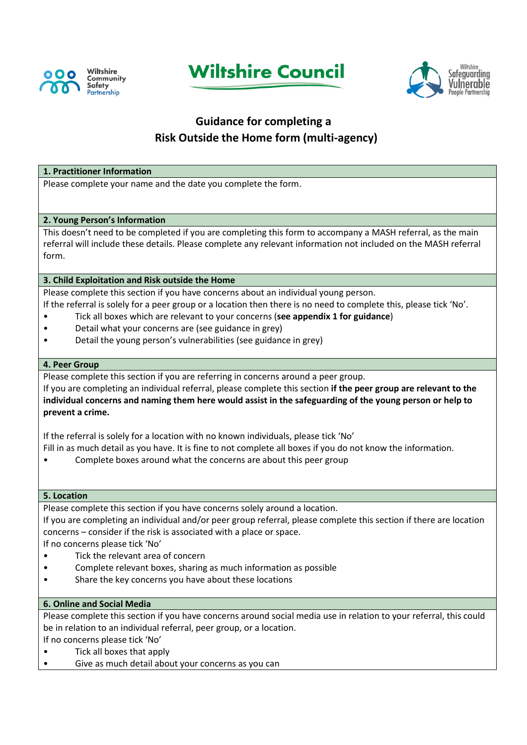Wiltshire Community Safety Partnership

Wiltshire Council

Wiltshire Safeguarding Vulnerable People Partnership

# Guidance for completing a Risk Outside the Home form (multi-agency)

## 1. Practitioner Information

Please complete your name and the date you complete the form.

## 2. Young Person's Information

This doesn't need to be completed if you are completing this form to accompany a MASH referral, as the main referral will include these details. Please complete any relevant information not included on the MASH referral form.

## 3. Child Exploitation and Risk outside the Home

Please complete this section if you have concerns about an individual young person.
If the referral is solely for a peer group or a location then there is no need to complete this, please tick 'No'.

- Tick all boxes which are relevant to your concerns (**see appendix 1 for guidance**)
- Detail what your concerns are (see guidance in grey)
- Detail the young person's vulnerabilities (see guidance in grey)

## 4. Peer Group

Please complete this section if you are referring in concerns around a peer group.
If you are completing an individual referral, please complete this section **if the peer group are relevant to the individual concerns and naming them here would assist in the safeguarding of the young person or help to prevent a crime.**

If the referral is solely for a location with no known individuals, please tick 'No'
Fill in as much detail as you have. It is fine to not complete all boxes if you do not know the information.

- Complete boxes around what the concerns are about this peer group

## 5. Location

Please complete this section if you have concerns solely around a location.
If you are completing an individual and/or peer group referral, please complete this section if there are location concerns – consider if the risk is associated with a place or space.
If no concerns please tick 'No'

- Tick the relevant area of concern
- Complete relevant boxes, sharing as much information as possible
- Share the key concerns you have about these locations

## 6. Online and Social Media

Please complete this section if you have concerns around social media use in relation to your referral, this could be in relation to an individual referral, peer group, or a location.
If no concerns please tick 'No'

- Tick all boxes that apply
- Give as much detail about your concerns as you can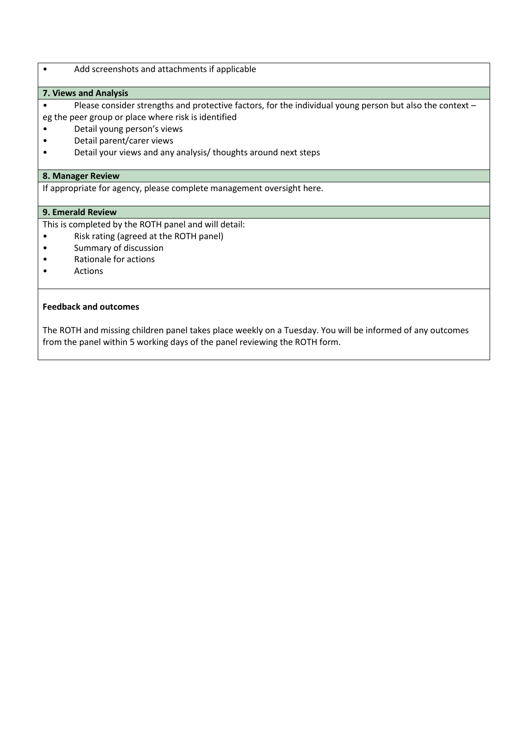- Add screenshots and attachments if applicable

### 7. Views and Analysis

- Please consider strengths and protective factors, for the individual young person but also the context – eg the peer group or place where risk is identified
- Detail young person's views
- Detail parent/carer views
- Detail your views and any analysis/ thoughts around next steps

### 8. Manager Review

If appropriate for agency, please complete management oversight here.

### 9. Emerald Review

This is completed by the ROTH panel and will detail:

- Risk rating (agreed at the ROTH panel)
- Summary of discussion
- Rationale for actions
- Actions

**Feedback and outcomes**

The ROTH and missing children panel takes place weekly on a Tuesday. You will be informed of any outcomes from the panel within 5 working days of the panel reviewing the ROTH form.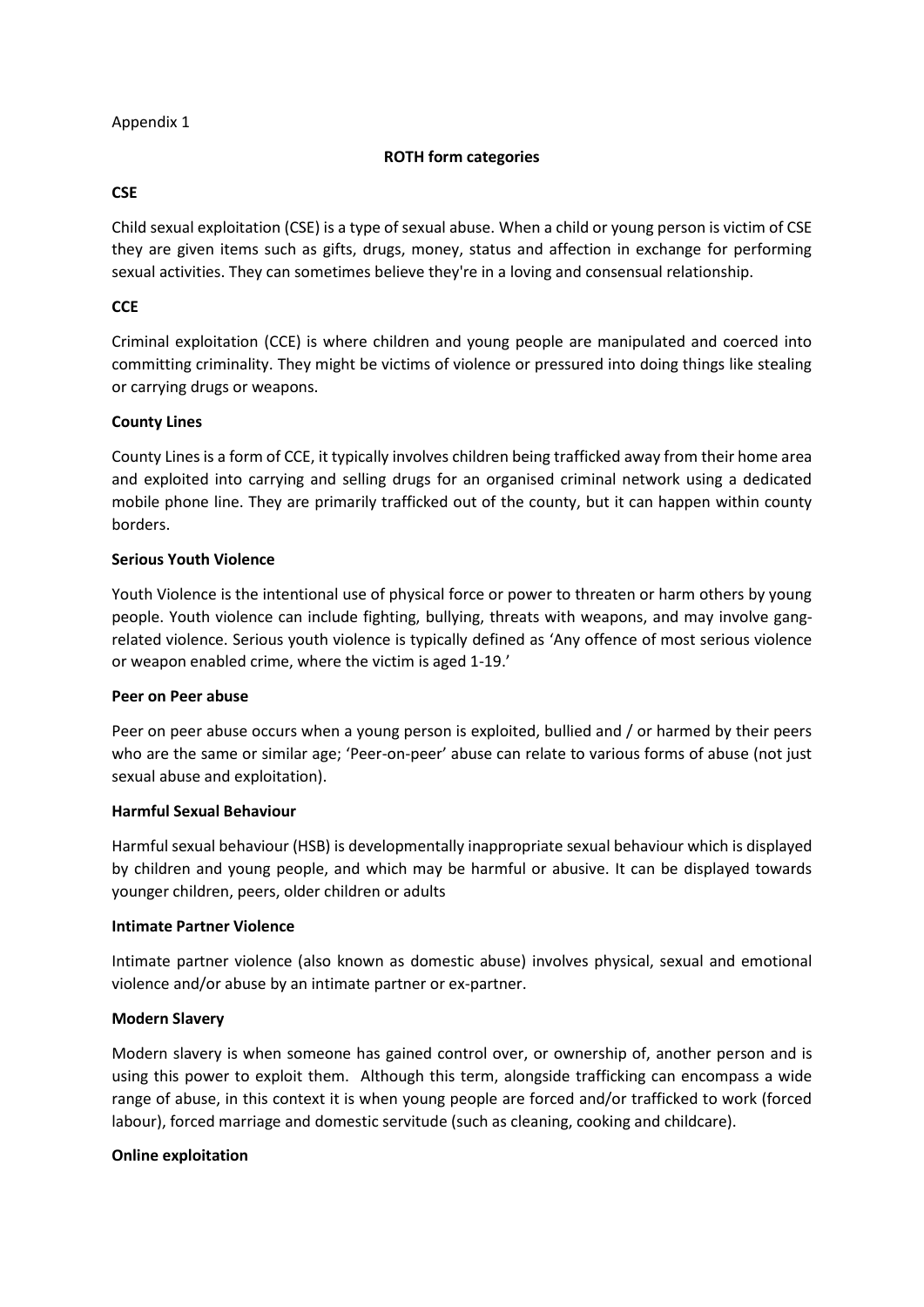Appendix 1

## ROTH form categories

### CSE

Child sexual exploitation (CSE) is a type of sexual abuse. When a child or young person is victim of CSE they are given items such as gifts, drugs, money, status and affection in exchange for performing sexual activities. They can sometimes believe they're in a loving and consensual relationship.

### CCE

Criminal exploitation (CCE) is where children and young people are manipulated and coerced into committing criminality. They might be victims of violence or pressured into doing things like stealing or carrying drugs or weapons.

### County Lines

County Lines is a form of CCE, it typically involves children being trafficked away from their home area and exploited into carrying and selling drugs for an organised criminal network using a dedicated mobile phone line. They are primarily trafficked out of the county, but it can happen within county borders.

### Serious Youth Violence

Youth Violence is the intentional use of physical force or power to threaten or harm others by young people. Youth violence can include fighting, bullying, threats with weapons, and may involve gang-related violence. Serious youth violence is typically defined as 'Any offence of most serious violence or weapon enabled crime, where the victim is aged 1-19.'

### Peer on Peer abuse

Peer on peer abuse occurs when a young person is exploited, bullied and / or harmed by their peers who are the same or similar age; 'Peer-on-peer' abuse can relate to various forms of abuse (not just sexual abuse and exploitation).

### Harmful Sexual Behaviour

Harmful sexual behaviour (HSB) is developmentally inappropriate sexual behaviour which is displayed by children and young people, and which may be harmful or abusive. It can be displayed towards younger children, peers, older children or adults

### Intimate Partner Violence

Intimate partner violence (also known as domestic abuse) involves physical, sexual and emotional violence and/or abuse by an intimate partner or ex-partner.

### Modern Slavery

Modern slavery is when someone has gained control over, or ownership of, another person and is using this power to exploit them. Although this term, alongside trafficking can encompass a wide range of abuse, in this context it is when young people are forced and/or trafficked to work (forced labour), forced marriage and domestic servitude (such as cleaning, cooking and childcare).

### Online exploitation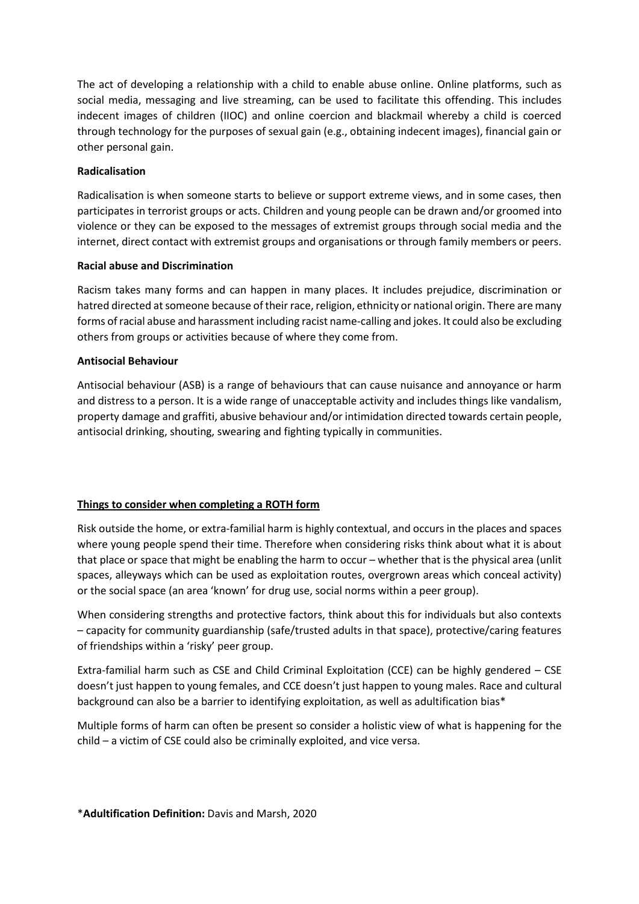The act of developing a relationship with a child to enable abuse online. Online platforms, such as social media, messaging and live streaming, can be used to facilitate this offending. This includes indecent images of children (IIOC) and online coercion and blackmail whereby a child is coerced through technology for the purposes of sexual gain (e.g., obtaining indecent images), financial gain or other personal gain.

**Radicalisation**

Radicalisation is when someone starts to believe or support extreme views, and in some cases, then participates in terrorist groups or acts. Children and young people can be drawn and/or groomed into violence or they can be exposed to the messages of extremist groups through social media and the internet, direct contact with extremist groups and organisations or through family members or peers.

**Racial abuse and Discrimination**

Racism takes many forms and can happen in many places. It includes prejudice, discrimination or hatred directed at someone because of their race, religion, ethnicity or national origin. There are many forms of racial abuse and harassment including racist name-calling and jokes. It could also be excluding others from groups or activities because of where they come from.

**Antisocial Behaviour**

Antisocial behaviour (ASB) is a range of behaviours that can cause nuisance and annoyance or harm and distress to a person. It is a wide range of unacceptable activity and includes things like vandalism, property damage and graffiti, abusive behaviour and/or intimidation directed towards certain people, antisocial drinking, shouting, swearing and fighting typically in communities.

**<u>Things to consider when completing a ROTH form</u>**

Risk outside the home, or extra-familial harm is highly contextual, and occurs in the places and spaces where young people spend their time. Therefore when considering risks think about what it is about that place or space that might be enabling the harm to occur – whether that is the physical area (unlit spaces, alleyways which can be used as exploitation routes, overgrown areas which conceal activity) or the social space (an area 'known' for drug use, social norms within a peer group).

When considering strengths and protective factors, think about this for individuals but also contexts – capacity for community guardianship (safe/trusted adults in that space), protective/caring features of friendships within a 'risky' peer group.

Extra-familial harm such as CSE and Child Criminal Exploitation (CCE) can be highly gendered – CSE doesn't just happen to young females, and CCE doesn't just happen to young males. Race and cultural background can also be a barrier to identifying exploitation, as well as adultification bias*

Multiple forms of harm can often be present so consider a holistic view of what is happening for the child – a victim of CSE could also be criminally exploited, and vice versa.

***Adultification Definition:** Davis and Marsh, 2020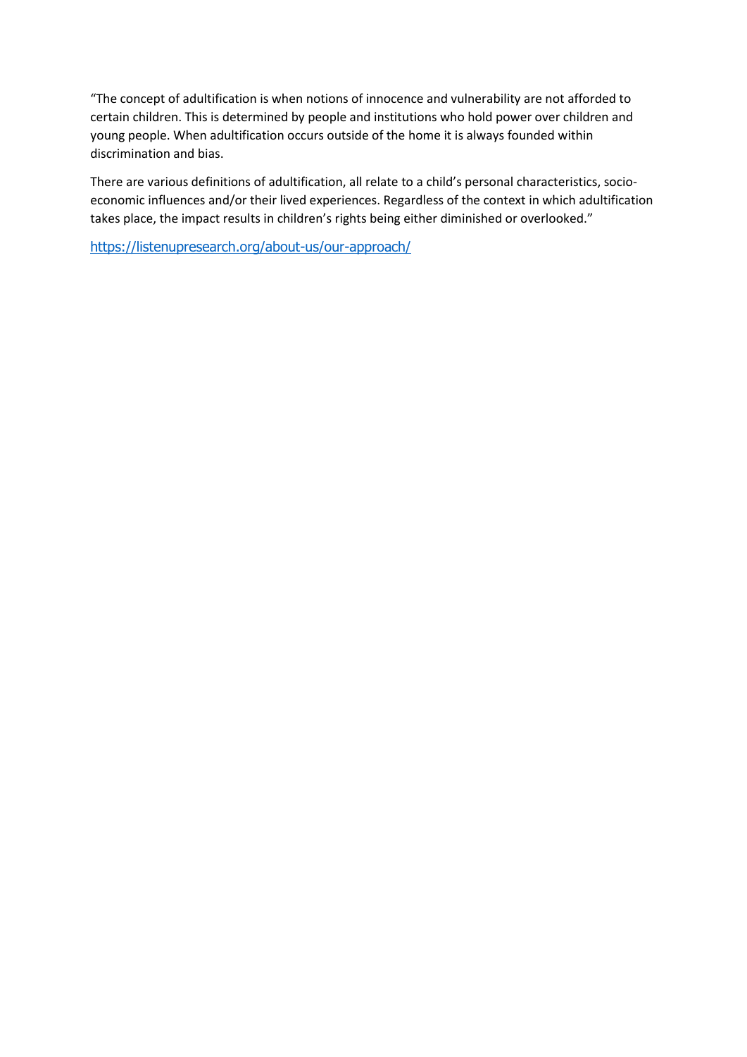"The concept of adultification is when notions of innocence and vulnerability are not afforded to certain children. This is determined by people and institutions who hold power over children and young people. When adultification occurs outside of the home it is always founded within discrimination and bias.

There are various definitions of adultification, all relate to a child's personal characteristics, socio-economic influences and/or their lived experiences. Regardless of the context in which adultification takes place, the impact results in children's rights being either diminished or overlooked."

https://listenupresearch.org/about-us/our-approach/